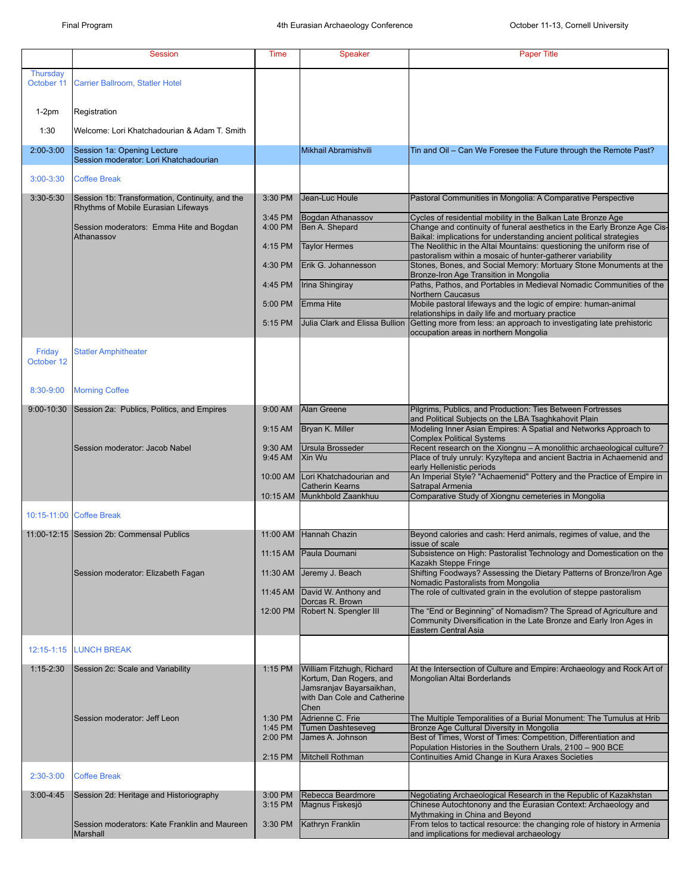Final Program — 4th Eurasian Archaeology Conference — October 11-13, Cornell University

| | Session | Time | Speaker | Paper Title |
|---|---|---|---|---|
| Thursday October 11 | Carrier Ballroom, Statler Hotel | | | |
| 1-2pm | Registration | | | |
| 1:30 | Welcome: Lori Khatchadourian & Adam T. Smith | | | |
| 2:00-3:00 | Session 1a: Opening Lecture<br>Session moderator: Lori Khatchadourian | | Mikhail Abramishvili | Tin and Oil – Can We Foresee the Future through the Remote Past? |
| 3:00-3:30 | Coffee Break | | | |
| 3:30-5:30 | Session 1b: Transformation, Continuity, and the Rhythms of Mobile Eurasian Lifeways | 3:30 PM | Jean-Luc Houle | Pastoral Communities in Mongolia: A Comparative Perspective |
| | | 3:45 PM | Bogdan Athanassov | Cycles of residential mobility in the Balkan Late Bronze Age |
| | Session moderators: Emma Hite and Bogdan Athanassov | 4:00 PM | Ben A. Shepard | Change and continuity of funeral aesthetics in the Early Bronze Age Cis-Baikal: implications for understanding ancient political strategies |
| | | 4:15 PM | Taylor Hermes | The Neolithic in the Altai Mountains: questioning the uniform rise of pastoralism within a mosaic of hunter-gatherer variability |
| | | 4:30 PM | Erik G. Johannesson | Stones, Bones, and Social Memory: Mortuary Stone Monuments at the Bronze-Iron Age Transition in Mongolia |
| | | 4:45 PM | Irina Shingiray | Paths, Pathos, and Portables in Medieval Nomadic Communities of the Northern Caucasus |
| | | 5:00 PM | Emma Hite | Mobile pastoral lifeways and the logic of empire: human-animal relationships in daily life and mortuary practice |
| | | 5:15 PM | Julia Clark and Elissa Bullion | Getting more from less: an approach to investigating late prehistoric occupation areas in northern Mongolia |
| Friday October 12 | Statler Amphitheater | | | |
| 8:30-9:00 | Morning Coffee | | | |
| 9:00-10:30 | Session 2a: Publics, Politics, and Empires | 9:00 AM | Alan Greene | Pilgrims, Publics, and Production: Ties Between Fortresses and Political Subjects on the LBA Tsaghkahovit Plain |
| | | 9:15 AM | Bryan K. Miller | Modeling Inner Asian Empires: A Spatial and Networks Approach to Complex Political Systems |
| | Session moderator: Jacob Nabel | 9:30 AM | Ursula Brosseder | Recent research on the Xiongnu – A monolithic archaeological culture? |
| | | 9:45 AM | Xin Wu | Place of truly unruly: Kyzyltepa and ancient Bactria in Achaemenid and early Hellenistic periods |
| | | 10:00 AM | Lori Khatchadourian and Catherin Kearns | An Imperial Style? "Achaemenid" Pottery and the Practice of Empire in Satrapal Armenia |
| | | 10:15 AM | Munkhbold Zaankhuu | Comparative Study of Xiongnu cemeteries in Mongolia |
| 10:15-11:00 | Coffee Break | | | |
| 11:00-12:15 | Session 2b: Commensal Publics | 11:00 AM | Hannah Chazin | Beyond calories and cash: Herd animals, regimes of value, and the issue of scale |
| | | 11:15 AM | Paula Doumani | Subsistence on High: Pastoralist Technology and Domestication on the Kazakh Steppe Fringe |
| | Session moderator: Elizabeth Fagan | 11:30 AM | Jeremy J. Beach | Shifting Foodways? Assessing the Dietary Patterns of Bronze/Iron Age Nomadic Pastoralists from Mongolia |
| | | 11:45 AM | David W. Anthony and Dorcas R. Brown | The role of cultivated grain in the evolution of steppe pastoralism |
| | | 12:00 PM | Robert N. Spengler III | The "End or Beginning" of Nomadism? The Spread of Agriculture and Community Diversification in the Late Bronze and Early Iron Ages in Eastern Central Asia |
| 12:15-1:15 | LUNCH BREAK | | | |
| 1:15-2:30 | Session 2c: Scale and Variability | 1:15 PM | William Fitzhugh, Richard Kortum, Dan Rogers, and Jamsranjav Bayarsaikhan, with Dan Cole and Catherine Chen | At the Intersection of Culture and Empire: Archaeology and Rock Art of Mongolian Altai Borderlands |
| | Session moderator: Jeff Leon | 1:30 PM | Adrienne C. Frie | The Multiple Temporalities of a Burial Monument: The Tumulus at Hrib |
| | | 1:45 PM | Tumen Dashtseveg | Bronze Age Cultural Diversity in Mongolia |
| | | 2:00 PM | James A. Johnson | Best of Times, Worst of Times: Competition, Differentiation and Population Histories in the Southern Urals, 2100 – 900 BCE |
| | | 2:15 PM | Mitchell Rothman | Continuities Amid Change in Kura Araxes Societies |
| 2:30-3:00 | Coffee Break | | | |
| 3:00-4:45 | Session 2d: Heritage and Historiography | 3:00 PM | Rebecca Beardmore | Negotiating Archaeological Research in the Republic of Kazakhstan |
| | | 3:15 PM | Magnus Fiskesjö | Chinese Autochtonony and the Eurasian Context: Archaeology and Mythmaking in China and Beyond |
| | Session moderators: Kate Franklin and Maureen Marshall | 3:30 PM | Kathryn Franklin | From telos to tactical resource: the changing role of history in Armenia and implications for medieval archaeology |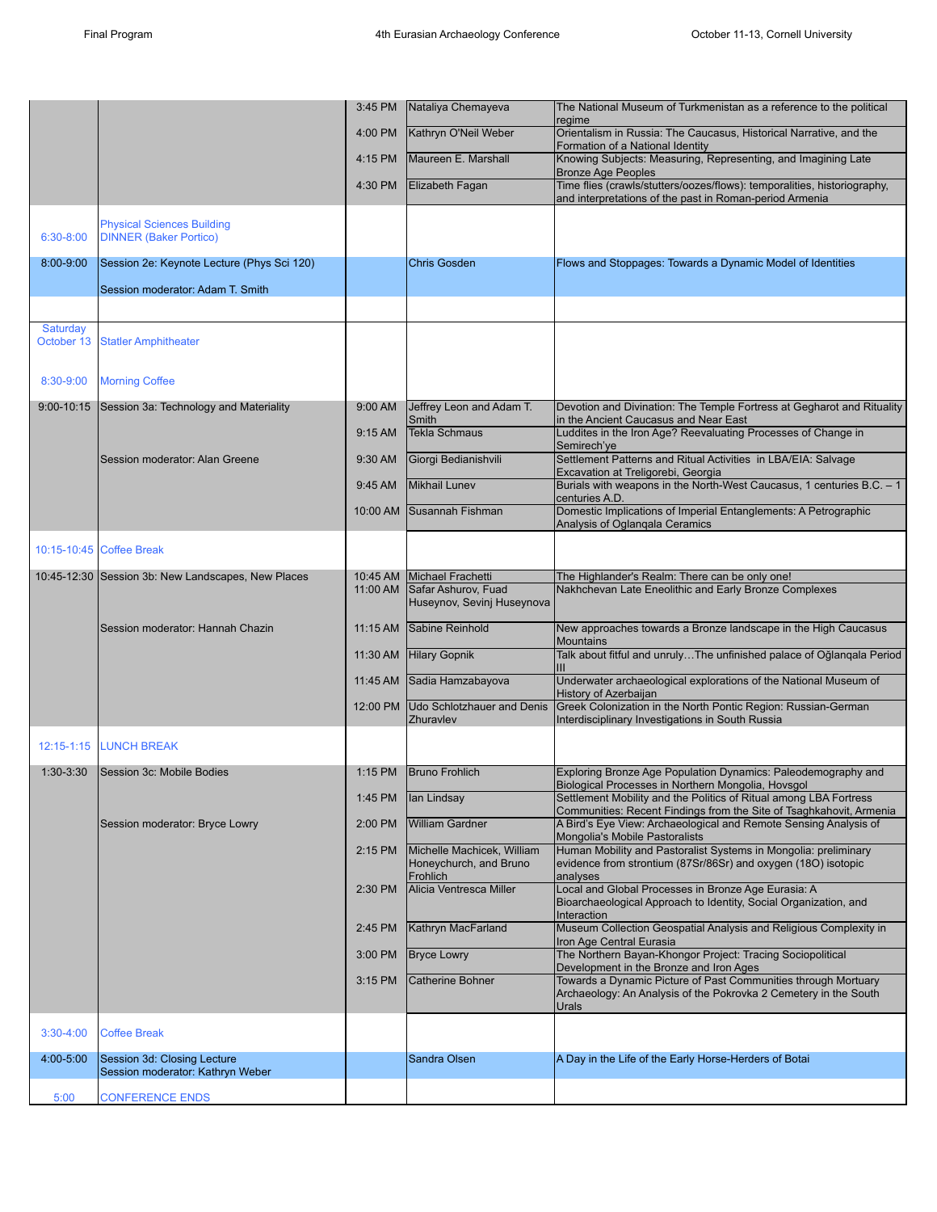| | | | | |
|---|---|---|---|---|
| | | 3:45 PM | Nataliya Chemayeva | The National Museum of Turkmenistan as a reference to the political regime |
| | | 4:00 PM | Kathryn O'Neil Weber | Orientalism in Russia: The Caucasus, Historical Narrative, and the Formation of a National Identity |
| | | 4:15 PM | Maureen E. Marshall | Knowing Subjects: Measuring, Representing, and Imagining Late Bronze Age Peoples |
| | | 4:30 PM | Elizabeth Fagan | Time flies (crawls/stutters/oozes/flows): temporalities, historiography, and interpretations of the past in Roman-period Armenia |
| 6:30-8:00 | Physical Sciences Building<br>DINNER (Baker Portico) | | | |
| 8:00-9:00 | Session 2e: Keynote Lecture (Phys Sci 120)<br>Session moderator: Adam T. Smith | | Chris Gosden | Flows and Stoppages: Towards a Dynamic Model of Identities |
| | | | | |
| Saturday October 13 | Statler Amphitheater | | | |
| 8:30-9:00 | Morning Coffee | | | |
| 9:00-10:15 | Session 3a: Technology and Materiality<br>Session moderator: Alan Greene | 9:00 AM | Jeffrey Leon and Adam T. Smith | Devotion and Divination: The Temple Fortress at Gegharot and Rituality in the Ancient Caucasus and Near East |
| | | 9:15 AM | Tekla Schmaus | Luddites in the Iron Age? Reevaluating Processes of Change in Semirech'ye |
| | | 9:30 AM | Giorgi Bedianishvili | Settlement Patterns and Ritual Activities in LBA/EIA: Salvage Excavation at Treligorebi, Georgia |
| | | 9:45 AM | Mikhail Lunev | Burials with weapons in the North-West Caucasus, 1 centuries B.C. – 1 centuries A.D. |
| | | 10:00 AM | Susannah Fishman | Domestic Implications of Imperial Entanglements: A Petrographic Analysis of Oglanqala Ceramics |
| 10:15-10:45 | Coffee Break | | | |
| 10:45-12:30 | Session 3b: New Landscapes, New Places<br>Session moderator: Hannah Chazin | 10:45 AM | Michael Frachetti | The Highlander's Realm: There can be only one! |
| | | 11:00 AM | Safar Ashurov, Fuad Huseynov, Sevinj Huseynova | Nakhchevan Late Eneolithic and Early Bronze Complexes |
| | | 11:15 AM | Sabine Reinhold | New approaches towards a Bronze landscape in the High Caucasus Mountains |
| | | 11:30 AM | Hilary Gopnik | Talk about fitful and unruly…The unfinished palace of Oğlanqala Period III |
| | | 11:45 AM | Sadia Hamzabayova | Underwater archaeological explorations of the National Museum of History of Azerbaijan |
| | | 12:00 PM | Udo Schlotzhauer and Denis Zhuravlev | Greek Colonization in the North Pontic Region: Russian-German Interdisciplinary Investigations in South Russia |
| 12:15-1:15 | LUNCH BREAK | | | |
| 1:30-3:30 | Session 3c: Mobile Bodies<br>Session moderator: Bryce Lowry | 1:15 PM | Bruno Frohlich | Exploring Bronze Age Population Dynamics: Paleodemography and Biological Processes in Northern Mongolia, Hovsgol |
| | | 1:45 PM | Ian Lindsay | Settlement Mobility and the Politics of Ritual among LBA Fortress Communities: Recent Findings from the Site of Tsaghkahovit, Armenia |
| | | 2:00 PM | William Gardner | A Bird's Eye View: Archaeological and Remote Sensing Analysis of Mongolia's Mobile Pastoralists |
| | | 2:15 PM | Michelle Machicek, William Honeychurch, and Bruno Frohlich | Human Mobility and Pastoralist Systems in Mongolia: preliminary evidence from strontium (87Sr/86Sr) and oxygen (18O) isotopic analyses |
| | | 2:30 PM | Alicia Ventresca Miller | Local and Global Processes in Bronze Age Eurasia: A Bioarchaeological Approach to Identity, Social Organization, and Interaction |
| | | 2:45 PM | Kathryn MacFarland | Museum Collection Geospatial Analysis and Religious Complexity in Iron Age Central Eurasia |
| | | 3:00 PM | Bryce Lowry | The Northern Bayan-Khongor Project: Tracing Sociopolitical Development in the Bronze and Iron Ages |
| | | 3:15 PM | Catherine Bohner | Towards a Dynamic Picture of Past Communities through Mortuary Archaeology: An Analysis of the Pokrovka 2 Cemetery in the South Urals |
| 3:30-4:00 | Coffee Break | | | |
| 4:00-5:00 | Session 3d: Closing Lecture<br>Session moderator: Kathryn Weber | | Sandra Olsen | A Day in the Life of the Early Horse-Herders of Botai |
| 5:00 | CONFERENCE ENDS | | | |